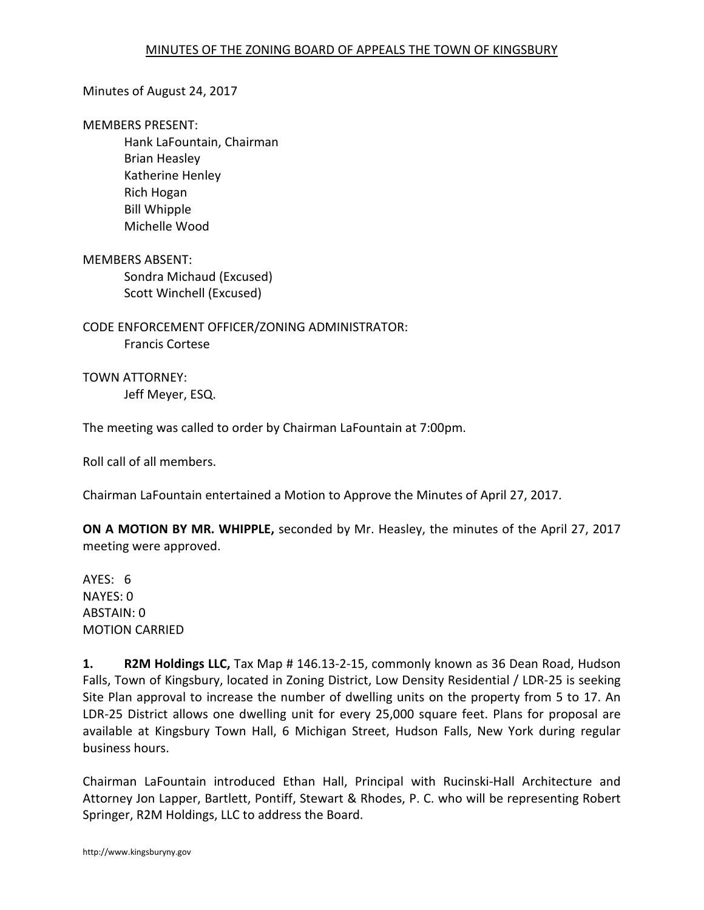# MINUTES OF THE ZONING BOARD OF APPEALS THE TOWN OF KINGSBURY

Minutes of August 24, 2017

MEMBERS PRESENT:

Hank LaFountain, Chairman
Brian Heasley
Katherine Henley
Rich Hogan
Bill Whipple
Michelle Wood

MEMBERS ABSENT:

Sondra Michaud (Excused)
Scott Winchell (Excused)

CODE ENFORCEMENT OFFICER/ZONING ADMINISTRATOR:

Francis Cortese

TOWN ATTORNEY:

Jeff Meyer, ESQ.

The meeting was called to order by Chairman LaFountain at 7:00pm.

Roll call of all members.

Chairman LaFountain entertained a Motion to Approve the Minutes of April 27, 2017.

**ON A MOTION BY MR. WHIPPLE,** seconded by Mr. Heasley, the minutes of the April 27, 2017 meeting were approved.

AYES: 6
NAYES: 0
ABSTAIN: 0
MOTION CARRIED

**1. R2M Holdings LLC,** Tax Map # 146.13-2-15, commonly known as 36 Dean Road, Hudson Falls, Town of Kingsbury, located in Zoning District, Low Density Residential / LDR-25 is seeking Site Plan approval to increase the number of dwelling units on the property from 5 to 17. An LDR-25 District allows one dwelling unit for every 25,000 square feet. Plans for proposal are available at Kingsbury Town Hall, 6 Michigan Street, Hudson Falls, New York during regular business hours.

Chairman LaFountain introduced Ethan Hall, Principal with Rucinski-Hall Architecture and Attorney Jon Lapper, Bartlett, Pontiff, Stewart & Rhodes, P. C. who will be representing Robert Springer, R2M Holdings, LLC to address the Board.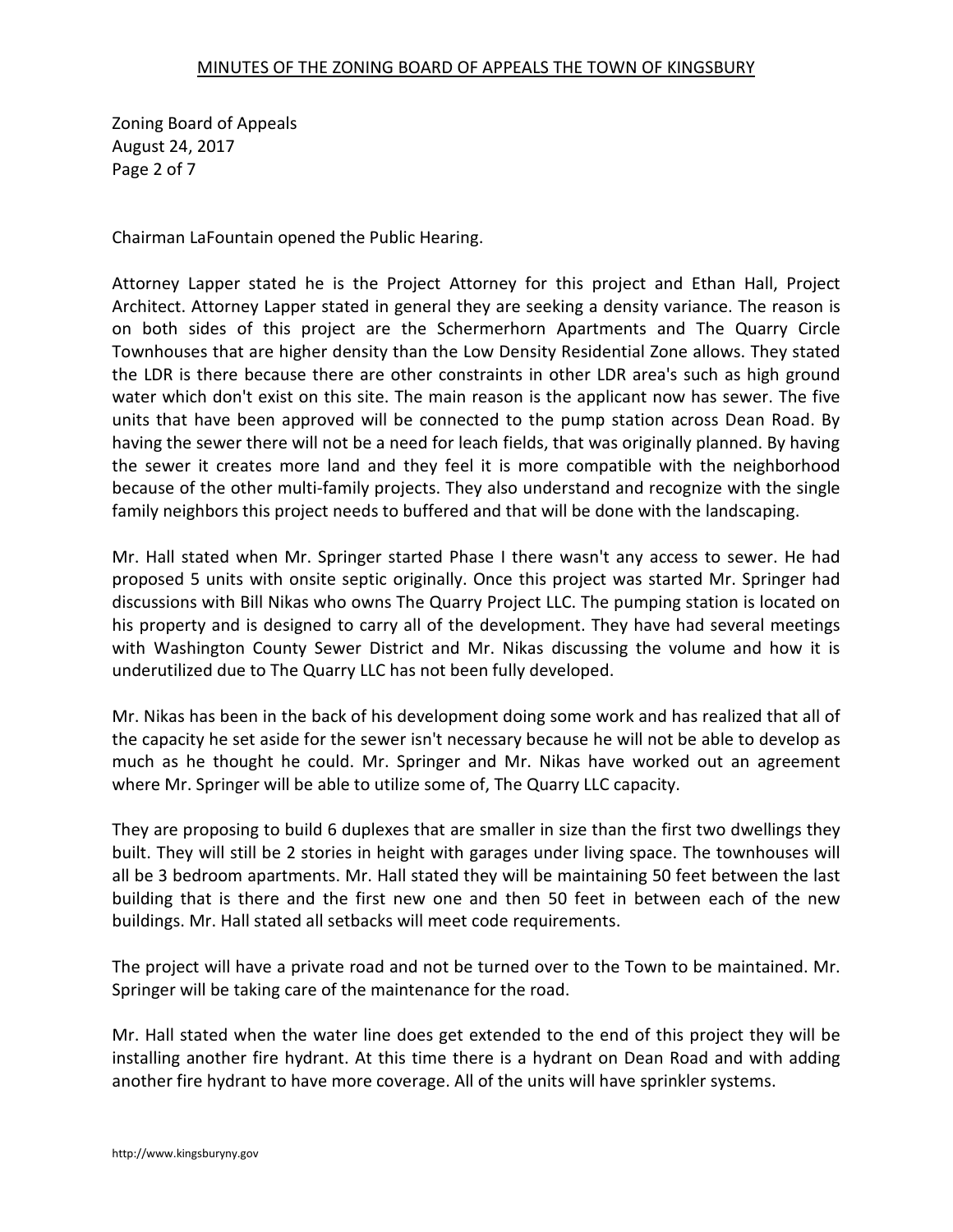Chairman LaFountain opened the Public Hearing.

Attorney Lapper stated he is the Project Attorney for this project and Ethan Hall, Project Architect. Attorney Lapper stated in general they are seeking a density variance. The reason is on both sides of this project are the Schermerhorn Apartments and The Quarry Circle Townhouses that are higher density than the Low Density Residential Zone allows. They stated the LDR is there because there are other constraints in other LDR area's such as high ground water which don't exist on this site. The main reason is the applicant now has sewer. The five units that have been approved will be connected to the pump station across Dean Road. By having the sewer there will not be a need for leach fields, that was originally planned. By having the sewer it creates more land and they feel it is more compatible with the neighborhood because of the other multi-family projects. They also understand and recognize with the single family neighbors this project needs to buffered and that will be done with the landscaping.

Mr. Hall stated when Mr. Springer started Phase I there wasn't any access to sewer. He had proposed 5 units with onsite septic originally. Once this project was started Mr. Springer had discussions with Bill Nikas who owns The Quarry Project LLC. The pumping station is located on his property and is designed to carry all of the development. They have had several meetings with Washington County Sewer District and Mr. Nikas discussing the volume and how it is underutilized due to The Quarry LLC has not been fully developed.

Mr. Nikas has been in the back of his development doing some work and has realized that all of the capacity he set aside for the sewer isn't necessary because he will not be able to develop as much as he thought he could. Mr. Springer and Mr. Nikas have worked out an agreement where Mr. Springer will be able to utilize some of, The Quarry LLC capacity.

They are proposing to build 6 duplexes that are smaller in size than the first two dwellings they built. They will still be 2 stories in height with garages under living space. The townhouses will all be 3 bedroom apartments. Mr. Hall stated they will be maintaining 50 feet between the last building that is there and the first new one and then 50 feet in between each of the new buildings. Mr. Hall stated all setbacks will meet code requirements.

The project will have a private road and not be turned over to the Town to be maintained. Mr. Springer will be taking care of the maintenance for the road.

Mr. Hall stated when the water line does get extended to the end of this project they will be installing another fire hydrant. At this time there is a hydrant on Dean Road and with adding another fire hydrant to have more coverage. All of the units will have sprinkler systems.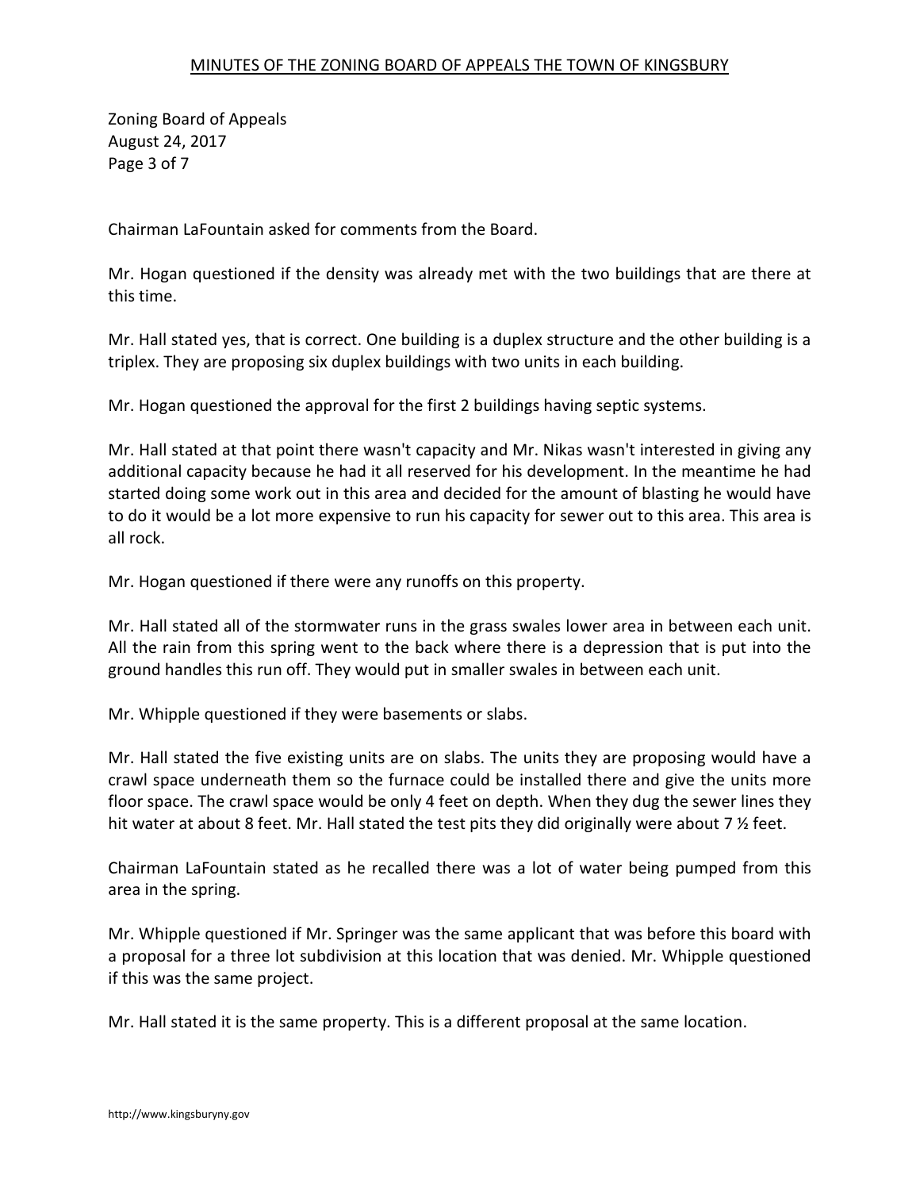Chairman LaFountain asked for comments from the Board.

Mr. Hogan questioned if the density was already met with the two buildings that are there at this time.

Mr. Hall stated yes, that is correct. One building is a duplex structure and the other building is a triplex. They are proposing six duplex buildings with two units in each building.

Mr. Hogan questioned the approval for the first 2 buildings having septic systems.

Mr. Hall stated at that point there wasn't capacity and Mr. Nikas wasn't interested in giving any additional capacity because he had it all reserved for his development. In the meantime he had started doing some work out in this area and decided for the amount of blasting he would have to do it would be a lot more expensive to run his capacity for sewer out to this area. This area is all rock.

Mr. Hogan questioned if there were any runoffs on this property.

Mr. Hall stated all of the stormwater runs in the grass swales lower area in between each unit. All the rain from this spring went to the back where there is a depression that is put into the ground handles this run off. They would put in smaller swales in between each unit.

Mr. Whipple questioned if they were basements or slabs.

Mr. Hall stated the five existing units are on slabs. The units they are proposing would have a crawl space underneath them so the furnace could be installed there and give the units more floor space. The crawl space would be only 4 feet on depth. When they dug the sewer lines they hit water at about 8 feet. Mr. Hall stated the test pits they did originally were about 7 ½ feet.

Chairman LaFountain stated as he recalled there was a lot of water being pumped from this area in the spring.

Mr. Whipple questioned if Mr. Springer was the same applicant that was before this board with a proposal for a three lot subdivision at this location that was denied. Mr. Whipple questioned if this was the same project.

Mr. Hall stated it is the same property. This is a different proposal at the same location.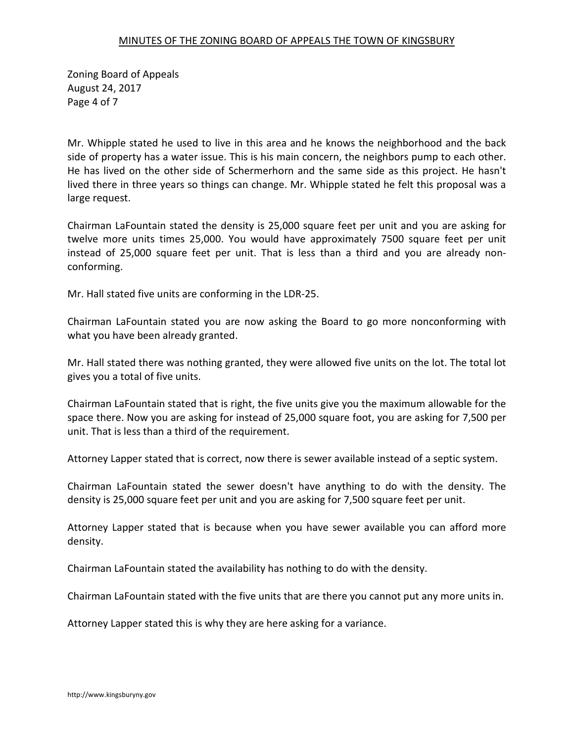Mr. Whipple stated he used to live in this area and he knows the neighborhood and the back side of property has a water issue. This is his main concern, the neighbors pump to each other. He has lived on the other side of Schermerhorn and the same side as this project. He hasn't lived there in three years so things can change. Mr. Whipple stated he felt this proposal was a large request.

Chairman LaFountain stated the density is 25,000 square feet per unit and you are asking for twelve more units times 25,000. You would have approximately 7500 square feet per unit instead of 25,000 square feet per unit. That is less than a third and you are already non-conforming.

Mr. Hall stated five units are conforming in the LDR-25.

Chairman LaFountain stated you are now asking the Board to go more nonconforming with what you have been already granted.

Mr. Hall stated there was nothing granted, they were allowed five units on the lot. The total lot gives you a total of five units.

Chairman LaFountain stated that is right, the five units give you the maximum allowable for the space there. Now you are asking for instead of 25,000 square foot, you are asking for 7,500 per unit. That is less than a third of the requirement.

Attorney Lapper stated that is correct, now there is sewer available instead of a septic system.

Chairman LaFountain stated the sewer doesn't have anything to do with the density. The density is 25,000 square feet per unit and you are asking for 7,500 square feet per unit.

Attorney Lapper stated that is because when you have sewer available you can afford more density.

Chairman LaFountain stated the availability has nothing to do with the density.

Chairman LaFountain stated with the five units that are there you cannot put any more units in.

Attorney Lapper stated this is why they are here asking for a variance.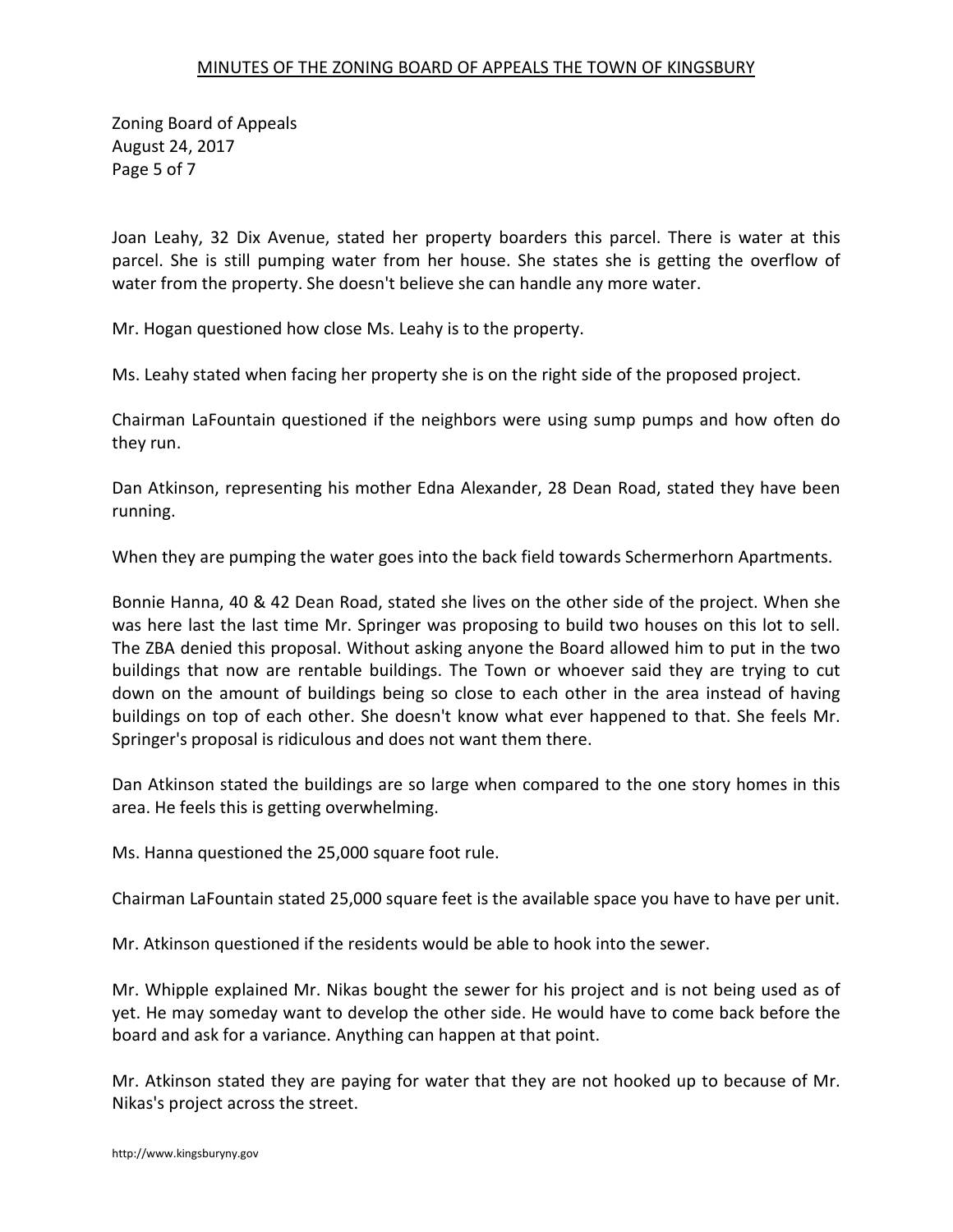Joan Leahy, 32 Dix Avenue, stated her property boarders this parcel. There is water at this parcel. She is still pumping water from her house. She states she is getting the overflow of water from the property. She doesn't believe she can handle any more water.

Mr. Hogan questioned how close Ms. Leahy is to the property.

Ms. Leahy stated when facing her property she is on the right side of the proposed project.

Chairman LaFountain questioned if the neighbors were using sump pumps and how often do they run.

Dan Atkinson, representing his mother Edna Alexander, 28 Dean Road, stated they have been running.

When they are pumping the water goes into the back field towards Schermerhorn Apartments.

Bonnie Hanna, 40 & 42 Dean Road, stated she lives on the other side of the project. When she was here last the last time Mr. Springer was proposing to build two houses on this lot to sell. The ZBA denied this proposal. Without asking anyone the Board allowed him to put in the two buildings that now are rentable buildings. The Town or whoever said they are trying to cut down on the amount of buildings being so close to each other in the area instead of having buildings on top of each other. She doesn't know what ever happened to that. She feels Mr. Springer's proposal is ridiculous and does not want them there.

Dan Atkinson stated the buildings are so large when compared to the one story homes in this area. He feels this is getting overwhelming.

Ms. Hanna questioned the 25,000 square foot rule.

Chairman LaFountain stated 25,000 square feet is the available space you have to have per unit.

Mr. Atkinson questioned if the residents would be able to hook into the sewer.

Mr. Whipple explained Mr. Nikas bought the sewer for his project and is not being used as of yet. He may someday want to develop the other side. He would have to come back before the board and ask for a variance. Anything can happen at that point.

Mr. Atkinson stated they are paying for water that they are not hooked up to because of Mr. Nikas's project across the street.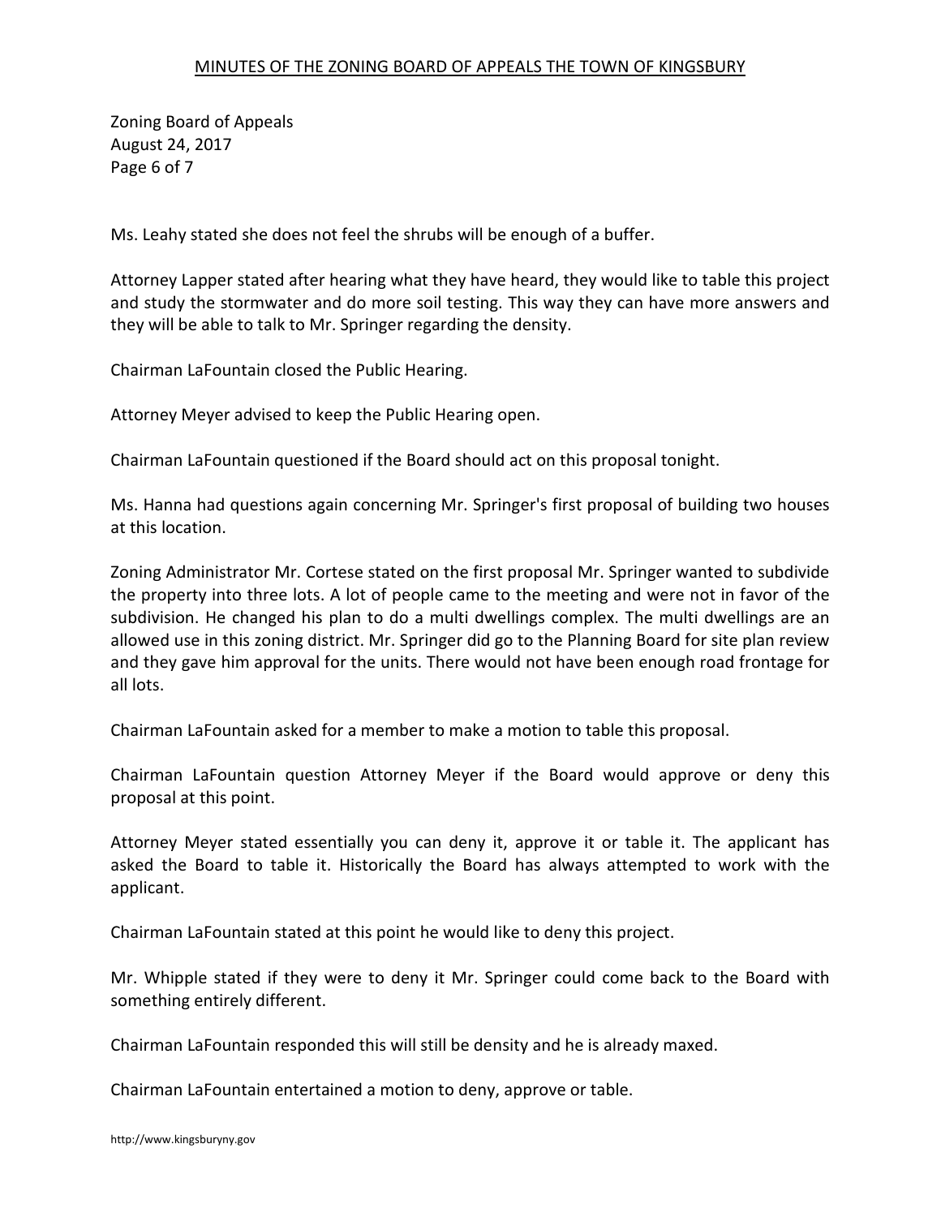Ms. Leahy stated she does not feel the shrubs will be enough of a buffer.

Attorney Lapper stated after hearing what they have heard, they would like to table this project and study the stormwater and do more soil testing. This way they can have more answers and they will be able to talk to Mr. Springer regarding the density.

Chairman LaFountain closed the Public Hearing.

Attorney Meyer advised to keep the Public Hearing open.

Chairman LaFountain questioned if the Board should act on this proposal tonight.

Ms. Hanna had questions again concerning Mr. Springer's first proposal of building two houses at this location.

Zoning Administrator Mr. Cortese stated on the first proposal Mr. Springer wanted to subdivide the property into three lots. A lot of people came to the meeting and were not in favor of the subdivision. He changed his plan to do a multi dwellings complex. The multi dwellings are an allowed use in this zoning district. Mr. Springer did go to the Planning Board for site plan review and they gave him approval for the units. There would not have been enough road frontage for all lots.

Chairman LaFountain asked for a member to make a motion to table this proposal.

Chairman LaFountain question Attorney Meyer if the Board would approve or deny this proposal at this point.

Attorney Meyer stated essentially you can deny it, approve it or table it. The applicant has asked the Board to table it. Historically the Board has always attempted to work with the applicant.

Chairman LaFountain stated at this point he would like to deny this project.

Mr. Whipple stated if they were to deny it Mr. Springer could come back to the Board with something entirely different.

Chairman LaFountain responded this will still be density and he is already maxed.

Chairman LaFountain entertained a motion to deny, approve or table.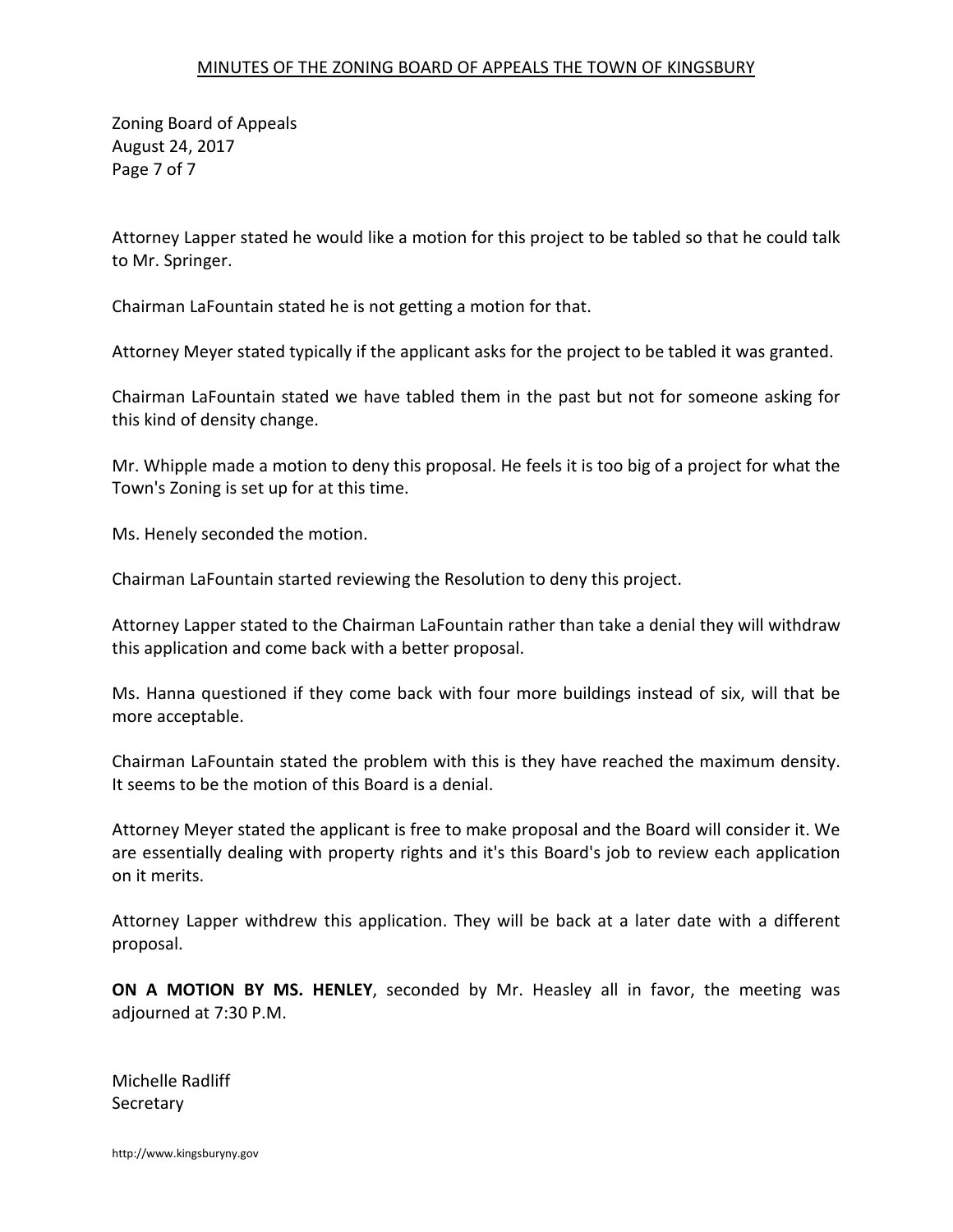Attorney Lapper stated he would like a motion for this project to be tabled so that he could talk to Mr. Springer.

Chairman LaFountain stated he is not getting a motion for that.

Attorney Meyer stated typically if the applicant asks for the project to be tabled it was granted.

Chairman LaFountain stated we have tabled them in the past but not for someone asking for this kind of density change.

Mr. Whipple made a motion to deny this proposal. He feels it is too big of a project for what the Town's Zoning is set up for at this time.

Ms. Henely seconded the motion.

Chairman LaFountain started reviewing the Resolution to deny this project.

Attorney Lapper stated to the Chairman LaFountain rather than take a denial they will withdraw this application and come back with a better proposal.

Ms. Hanna questioned if they come back with four more buildings instead of six, will that be more acceptable.

Chairman LaFountain stated the problem with this is they have reached the maximum density. It seems to be the motion of this Board is a denial.

Attorney Meyer stated the applicant is free to make proposal and the Board will consider it. We are essentially dealing with property rights and it's this Board's job to review each application on it merits.

Attorney Lapper withdrew this application. They will be back at a later date with a different proposal.

**ON A MOTION BY MS. HENLEY**, seconded by Mr. Heasley all in favor, the meeting was adjourned at 7:30 P.M.

Michelle Radliff
Secretary

http://www.kingsburyny.gov